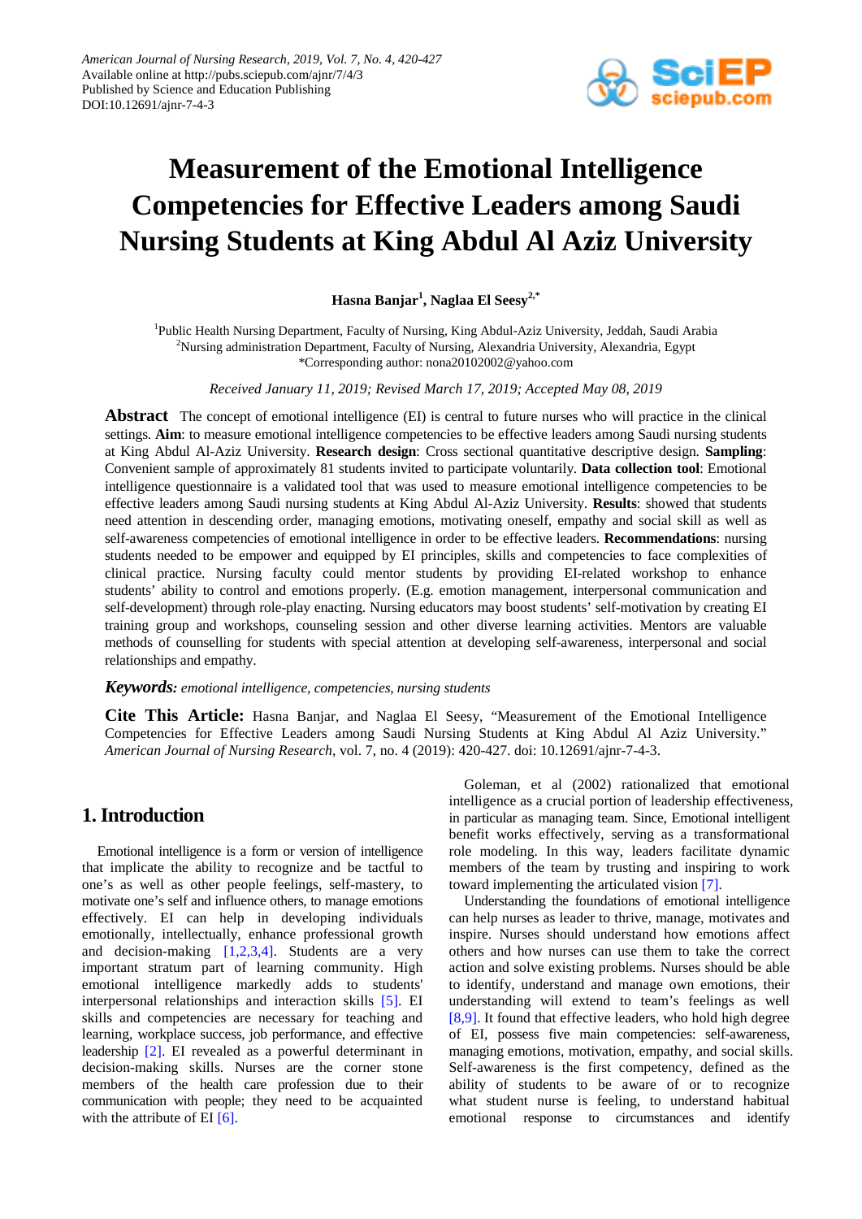American Journal of Nursing Research, 2019, Vol. 7, No. 4, 420-427
Available online at http://pubs.sciepub.com/ajnr/7/4/3
Published by Science and Education Publishing
DOI:10.12691/ajnr-7-4-3

# Measurement of the Emotional Intelligence Competencies for Effective Leaders among Saudi Nursing Students at King Abdul Al Aziz University

**Hasna Banjar[1], Naglaa El Seesy[2,*]**

[1]Public Health Nursing Department, Faculty of Nursing, King Abdul-Aziz University, Jeddah, Saudi Arabia
[2]Nursing administration Department, Faculty of Nursing, Alexandria University, Alexandria, Egypt
*Corresponding author: nona20102002@yahoo.com

*Received January 11, 2019; Revised March 17, 2019; Accepted May 08, 2019*

**Abstract** The concept of emotional intelligence (EI) is central to future nurses who will practice in the clinical settings. **Aim**: to measure emotional intelligence competencies to be effective leaders among Saudi nursing students at King Abdul Al-Aziz University. **Research design**: Cross sectional quantitative descriptive design. **Sampling**: Convenient sample of approximately 81 students invited to participate voluntarily. **Data collection tool**: Emotional intelligence questionnaire is a validated tool that was used to measure emotional intelligence competencies to be effective leaders among Saudi nursing students at King Abdul Al-Aziz University. **Results**: showed that students need attention in descending order, managing emotions, motivating oneself, empathy and social skill as well as self-awareness competencies of emotional intelligence in order to be effective leaders. **Recommendations**: nursing students needed to be empower and equipped by EI principles, skills and competencies to face complexities of clinical practice. Nursing faculty could mentor students by providing EI-related workshop to enhance students' ability to control and emotions properly. (E.g. emotion management, interpersonal communication and self-development) through role-play enacting. Nursing educators may boost students' self-motivation by creating EI training group and workshops, counseling session and other diverse learning activities. Mentors are valuable methods of counselling for students with special attention at developing self-awareness, interpersonal and social relationships and empathy.

***Keywords:*** *emotional intelligence, competencies, nursing students*

**Cite This Article:** Hasna Banjar, and Naglaa El Seesy, "Measurement of the Emotional Intelligence Competencies for Effective Leaders among Saudi Nursing Students at King Abdul Al Aziz University." *American Journal of Nursing Research*, vol. 7, no. 4 (2019): 420-427. doi: 10.12691/ajnr-7-4-3.

## 1. Introduction

Emotional intelligence is a form or version of intelligence that implicate the ability to recognize and be tactful to one's as well as other people feelings, self-mastery, to motivate one's self and influence others, to manage emotions effectively. EI can help in developing individuals emotionally, intellectually, enhance professional growth and decision-making [1,2,3,4]. Students are a very important stratum part of learning community. High emotional intelligence markedly adds to students' interpersonal relationships and interaction skills [5]. EI skills and competencies are necessary for teaching and learning, workplace success, job performance, and effective leadership [2]. EI revealed as a powerful determinant in decision-making skills. Nurses are the corner stone members of the health care profession due to their communication with people; they need to be acquainted with the attribute of EI [6].

Goleman, et al (2002) rationalized that emotional intelligence as a crucial portion of leadership effectiveness, in particular as managing team. Since, Emotional intelligent benefit works effectively, serving as a transformational role modeling. In this way, leaders facilitate dynamic members of the team by trusting and inspiring to work toward implementing the articulated vision [7].

Understanding the foundations of emotional intelligence can help nurses as leader to thrive, manage, motivates and inspire. Nurses should understand how emotions affect others and how nurses can use them to take the correct action and solve existing problems. Nurses should be able to identify, understand and manage own emotions, their understanding will extend to team's feelings as well [8,9]. It found that effective leaders, who hold high degree of EI, possess five main competencies: self-awareness, managing emotions, motivation, empathy, and social skills. Self-awareness is the first competency, defined as the ability of students to be aware of or to recognize what student nurse is feeling, to understand habitual emotional response to circumstances and identify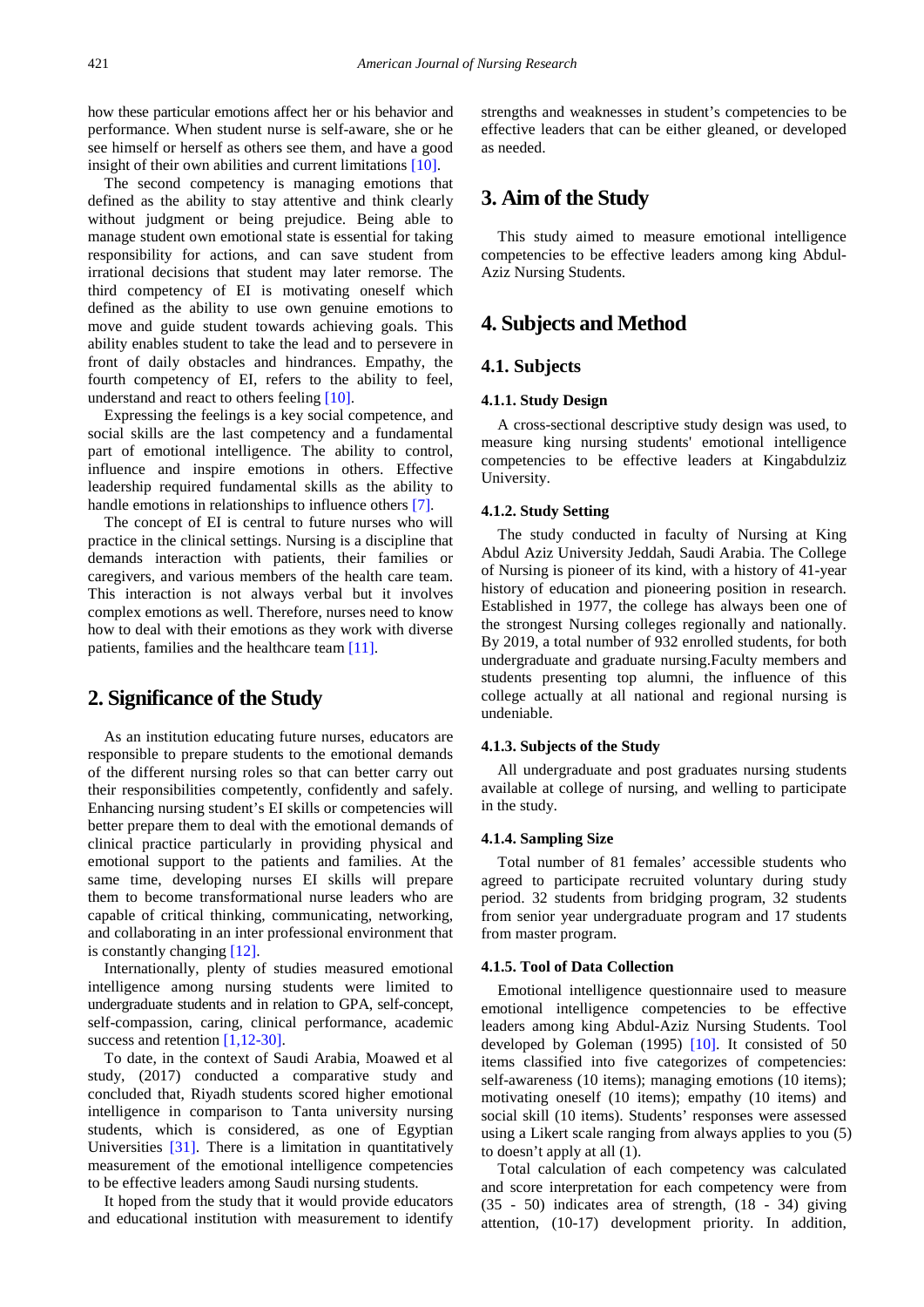how these particular emotions affect her or his behavior and performance. When student nurse is self-aware, she or he see himself or herself as others see them, and have a good insight of their own abilities and current limitations [10].

The second competency is managing emotions that defined as the ability to stay attentive and think clearly without judgment or being prejudice. Being able to manage student own emotional state is essential for taking responsibility for actions, and can save student from irrational decisions that student may later remorse. The third competency of EI is motivating oneself which defined as the ability to use own genuine emotions to move and guide student towards achieving goals. This ability enables student to take the lead and to persevere in front of daily obstacles and hindrances. Empathy, the fourth competency of EI, refers to the ability to feel, understand and react to others feeling [10].

Expressing the feelings is a key social competence, and social skills are the last competency and a fundamental part of emotional intelligence. The ability to control, influence and inspire emotions in others. Effective leadership required fundamental skills as the ability to handle emotions in relationships to influence others [7].

The concept of EI is central to future nurses who will practice in the clinical settings. Nursing is a discipline that demands interaction with patients, their families or caregivers, and various members of the health care team. This interaction is not always verbal but it involves complex emotions as well. Therefore, nurses need to know how to deal with their emotions as they work with diverse patients, families and the healthcare team [11].

# 2. Significance of the Study

As an institution educating future nurses, educators are responsible to prepare students to the emotional demands of the different nursing roles so that can better carry out their responsibilities competently, confidently and safely. Enhancing nursing student's EI skills or competencies will better prepare them to deal with the emotional demands of clinical practice particularly in providing physical and emotional support to the patients and families. At the same time, developing nurses EI skills will prepare them to become transformational nurse leaders who are capable of critical thinking, communicating, networking, and collaborating in an inter professional environment that is constantly changing [12].

Internationally, plenty of studies measured emotional intelligence among nursing students were limited to undergraduate students and in relation to GPA, self-concept, self-compassion, caring, clinical performance, academic success and retention [1,12-30].

To date, in the context of Saudi Arabia, Moawed et al study, (2017) conducted a comparative study and concluded that, Riyadh students scored higher emotional intelligence in comparison to Tanta university nursing students, which is considered, as one of Egyptian Universities [31]. There is a limitation in quantitatively measurement of the emotional intelligence competencies to be effective leaders among Saudi nursing students.

It hoped from the study that it would provide educators and educational institution with measurement to identify strengths and weaknesses in student's competencies to be effective leaders that can be either gleaned, or developed as needed.

# 3. Aim of the Study

This study aimed to measure emotional intelligence competencies to be effective leaders among king Abdul-Aziz Nursing Students.

# 4. Subjects and Method

## 4.1. Subjects

#### 4.1.1. Study Design

A cross-sectional descriptive study design was used, to measure king nursing students' emotional intelligence competencies to be effective leaders at Kingabdulziz University.

#### 4.1.2. Study Setting

The study conducted in faculty of Nursing at King Abdul Aziz University Jeddah, Saudi Arabia. The College of Nursing is pioneer of its kind, with a history of 41-year history of education and pioneering position in research. Established in 1977, the college has always been one of the strongest Nursing colleges regionally and nationally. By 2019, a total number of 932 enrolled students, for both undergraduate and graduate nursing.Faculty members and students presenting top alumni, the influence of this college actually at all national and regional nursing is undeniable.

#### 4.1.3. Subjects of the Study

All undergraduate and post graduates nursing students available at college of nursing, and welling to participate in the study.

#### 4.1.4. Sampling Size

Total number of 81 females' accessible students who agreed to participate recruited voluntary during study period. 32 students from bridging program, 32 students from senior year undergraduate program and 17 students from master program.

#### 4.1.5. Tool of Data Collection

Emotional intelligence questionnaire used to measure emotional intelligence competencies to be effective leaders among king Abdul-Aziz Nursing Students. Tool developed by Goleman (1995) [10]. It consisted of 50 items classified into five categorizes of competencies: self-awareness (10 items); managing emotions (10 items); motivating oneself (10 items); empathy (10 items) and social skill (10 items). Students' responses were assessed using a Likert scale ranging from always applies to you (5) to doesn't apply at all (1).

Total calculation of each competency was calculated and score interpretation for each competency were from (35 - 50) indicates area of strength, (18 - 34) giving attention, (10-17) development priority. In addition,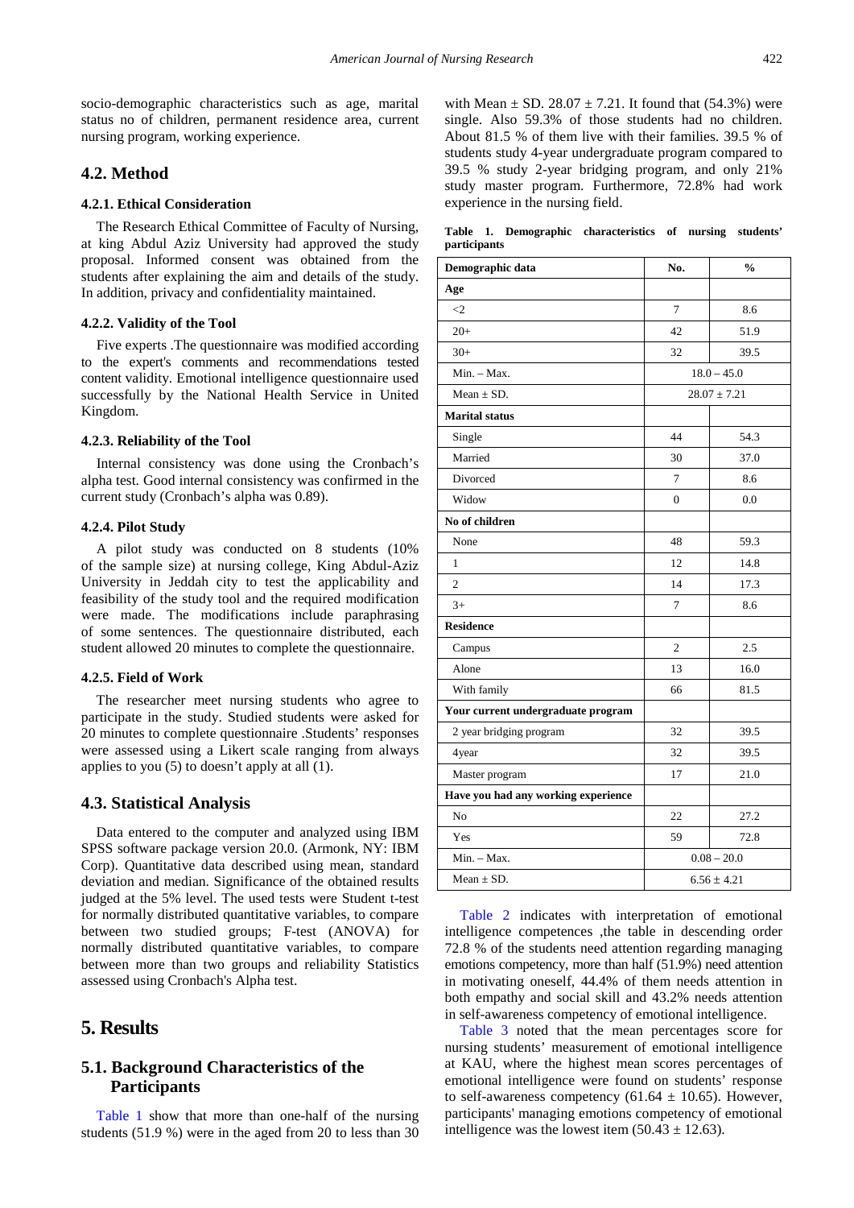socio-demographic characteristics such as age, marital status no of children, permanent residence area, current nursing program, working experience.

## 4.2. Method

### 4.2.1. Ethical Consideration

The Research Ethical Committee of Faculty of Nursing, at king Abdul Aziz University had approved the study proposal. Informed consent was obtained from the students after explaining the aim and details of the study. In addition, privacy and confidentiality maintained.

### 4.2.2. Validity of the Tool

Five experts .The questionnaire was modified according to the expert's comments and recommendations tested content validity. Emotional intelligence questionnaire used successfully by the National Health Service in United Kingdom.

### 4.2.3. Reliability of the Tool

Internal consistency was done using the Cronbach's alpha test. Good internal consistency was confirmed in the current study (Cronbach's alpha was 0.89).

### 4.2.4. Pilot Study

A pilot study was conducted on 8 students (10% of the sample size) at nursing college, King Abdul-Aziz University in Jeddah city to test the applicability and feasibility of the study tool and the required modification were made. The modifications include paraphrasing of some sentences. The questionnaire distributed, each student allowed 20 minutes to complete the questionnaire.

### 4.2.5. Field of Work

The researcher meet nursing students who agree to participate in the study. Studied students were asked for 20 minutes to complete questionnaire .Students' responses were assessed using a Likert scale ranging from always applies to you (5) to doesn't apply at all (1).

## 4.3. Statistical Analysis

Data entered to the computer and analyzed using IBM SPSS software package version 20.0. (Armonk, NY: IBM Corp). Quantitative data described using mean, standard deviation and median. Significance of the obtained results judged at the 5% level. The used tests were Student t-test for normally distributed quantitative variables, to compare between two studied groups; F-test (ANOVA) for normally distributed quantitative variables, to compare between more than two groups and reliability Statistics assessed using Cronbach's Alpha test.

# 5. Results

## 5.1. Background Characteristics of the Participants

Table 1 show that more than one-half of the nursing students (51.9 %) were in the aged from 20 to less than 30 with Mean ± SD. 28.07 ± 7.21. It found that (54.3%) were single. Also 59.3% of those students had no children. About 81.5 % of them live with their families. 39.5 % of students study 4-year undergraduate program compared to 39.5 % study 2-year bridging program, and only 21% study master program. Furthermore, 72.8% had work experience in the nursing field.

**Table 1. Demographic characteristics of nursing students' participants**

| Demographic data | No. | % |
|---|---|---|
| **Age** | | |
| <2 | 7 | 8.6 |
| 20+ | 42 | 51.9 |
| 30+ | 32 | 39.5 |
| Min. – Max. | 18.0 – 45.0 | |
| Mean ± SD. | 28.07 ± 7.21 | |
| **Marital status** | | |
| Single | 44 | 54.3 |
| Married | 30 | 37.0 |
| Divorced | 7 | 8.6 |
| Widow | 0 | 0.0 |
| **No of children** | | |
| None | 48 | 59.3 |
| 1 | 12 | 14.8 |
| 2 | 14 | 17.3 |
| 3+ | 7 | 8.6 |
| **Residence** | | |
| Campus | 2 | 2.5 |
| Alone | 13 | 16.0 |
| With family | 66 | 81.5 |
| **Your current undergraduate program** | | |
| 2 year bridging program | 32 | 39.5 |
| 4year | 32 | 39.5 |
| Master program | 17 | 21.0 |
| **Have you had any working experience** | | |
| No | 22 | 27.2 |
| Yes | 59 | 72.8 |
| Min. – Max. | 0.08 – 20.0 | |
| Mean ± SD. | 6.56 ± 4.21 | |

Table 2 indicates with interpretation of emotional intelligence competences ,the table in descending order 72.8 % of the students need attention regarding managing emotions competency, more than half (51.9%) need attention in motivating oneself, 44.4% of them needs attention in both empathy and social skill and 43.2% needs attention in self-awareness competency of emotional intelligence.

Table 3 noted that the mean percentages score for nursing students' measurement of emotional intelligence at KAU, where the highest mean scores percentages of emotional intelligence were found on students' response to self-awareness competency (61.64 ± 10.65). However, participants' managing emotions competency of emotional intelligence was the lowest item (50.43 ± 12.63).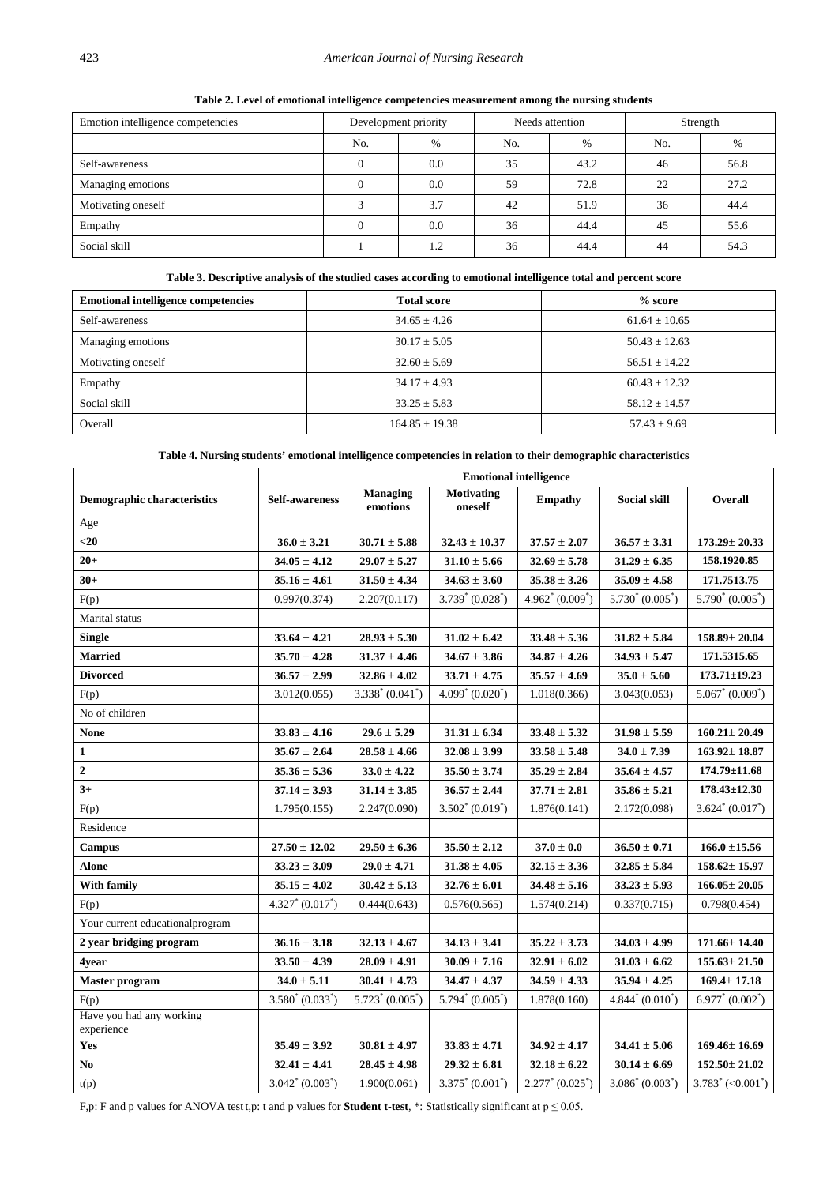**Table 2. Level of emotional intelligence competencies measurement among the nursing students**

| Emotion intelligence competencies | Development priority | | Needs attention | | Strength | |
|---|---|---|---|---|---|---|
| | No. | % | No. | % | No. | % |
| Self-awareness | 0 | 0.0 | 35 | 43.2 | 46 | 56.8 |
| Managing emotions | 0 | 0.0 | 59 | 72.8 | 22 | 27.2 |
| Motivating oneself | 3 | 3.7 | 42 | 51.9 | 36 | 44.4 |
| Empathy | 0 | 0.0 | 36 | 44.4 | 45 | 55.6 |
| Social skill | 1 | 1.2 | 36 | 44.4 | 44 | 54.3 |

**Table 3. Descriptive analysis of the studied cases according to emotional intelligence total and percent score**

| Emotional intelligence competencies | Total score | % score |
|---|---|---|
| Self-awareness | 34.65 ± 4.26 | 61.64 ± 10.65 |
| Managing emotions | 30.17 ± 5.05 | 50.43 ± 12.63 |
| Motivating oneself | 32.60 ± 5.69 | 56.51 ± 14.22 |
| Empathy | 34.17 ± 4.93 | 60.43 ± 12.32 |
| Social skill | 33.25 ± 5.83 | 58.12 ± 14.57 |
| Overall | 164.85 ± 19.38 | 57.43 ± 9.69 |

**Table 4. Nursing students' emotional intelligence competencies in relation to their demographic characteristics**

| | Emotional intelligence | | | | | |
|---|---|---|---|---|---|---|
| **Demographic characteristics** | **Self-awareness** | **Managing emotions** | **Motivating oneself** | **Empathy** | **Social skill** | **Overall** |
| Age | | | | | | |
| **<20** | **36.0 ± 3.21** | **30.71 ± 5.88** | **32.43 ± 10.37** | **37.57 ± 2.07** | **36.57 ± 3.31** | **173.29± 20.33** |
| **20+** | **34.05 ± 4.12** | **29.07 ± 5.27** | **31.10 ± 5.66** | **32.69 ± 5.78** | **31.29 ± 6.35** | **158.1920.85** |
| **30+** | **35.16 ± 4.61** | **31.50 ± 4.34** | **34.63 ± 3.60** | **35.38 ± 3.26** | **35.09 ± 4.58** | **171.7513.75** |
| F(p) | 0.997(0.374) | 2.207(0.117) | 3.739* (0.028*) | 4.962* (0.009*) | 5.730* (0.005*) | 5.790* (0.005*) |
| Marital status | | | | | | |
| **Single** | **33.64 ± 4.21** | **28.93 ± 5.30** | **31.02 ± 6.42** | **33.48 ± 5.36** | **31.82 ± 5.84** | **158.89± 20.04** |
| **Married** | **35.70 ± 4.28** | **31.37 ± 4.46** | **34.67 ± 3.86** | **34.87 ± 4.26** | **34.93 ± 5.47** | **171.5315.65** |
| **Divorced** | **36.57 ± 2.99** | **32.86 ± 4.02** | **33.71 ± 4.75** | **35.57 ± 4.69** | **35.0 ± 5.60** | **173.71±19.23** |
| F(p) | 3.012(0.055) | 3.338* (0.041*) | 4.099* (0.020*) | 1.018(0.366) | 3.043(0.053) | 5.067* (0.009*) |
| No of children | | | | | | |
| **None** | **33.83 ± 4.16** | **29.6 ± 5.29** | **31.31 ± 6.34** | **33.48 ± 5.32** | **31.98 ± 5.59** | **160.21± 20.49** |
| **1** | **35.67 ± 2.64** | **28.58 ± 4.66** | **32.08 ± 3.99** | **33.58 ± 5.48** | **34.0 ± 7.39** | **163.92± 18.87** |
| **2** | **35.36 ± 5.36** | **33.0 ± 4.22** | **35.50 ± 3.74** | **35.29 ± 2.84** | **35.64 ± 4.57** | **174.79±11.68** |
| **3+** | **37.14 ± 3.93** | **31.14 ± 3.85** | **36.57 ± 2.44** | **37.71 ± 2.81** | **35.86 ± 5.21** | **178.43±12.30** |
| F(p) | 1.795(0.155) | 2.247(0.090) | 3.502* (0.019*) | 1.876(0.141) | 2.172(0.098) | 3.624* (0.017*) |
| Residence | | | | | | |
| **Campus** | **27.50 ± 12.02** | **29.50 ± 6.36** | **35.50 ± 2.12** | **37.0 ± 0.0** | **36.50 ± 0.71** | **166.0 ±15.56** |
| **Alone** | **33.23 ± 3.09** | **29.0 ± 4.71** | **31.38 ± 4.05** | **32.15 ± 3.36** | **32.85 ± 5.84** | **158.62± 15.97** |
| **With family** | **35.15 ± 4.02** | **30.42 ± 5.13** | **32.76 ± 6.01** | **34.48 ± 5.16** | **33.23 ± 5.93** | **166.05± 20.05** |
| F(p) | 4.327* (0.017*) | 0.444(0.643) | 0.576(0.565) | 1.574(0.214) | 0.337(0.715) | 0.798(0.454) |
| Your current educationalprogram | | | | | | |
| **2 year bridging program** | **36.16 ± 3.18** | **32.13 ± 4.67** | **34.13 ± 3.41** | **35.22 ± 3.73** | **34.03 ± 4.99** | **171.66± 14.40** |
| **4year** | **33.50 ± 4.39** | **28.09 ± 4.91** | **30.09 ± 7.16** | **32.91 ± 6.02** | **31.03 ± 6.62** | **155.63± 21.50** |
| **Master program** | **34.0 ± 5.11** | **30.41 ± 4.73** | **34.47 ± 4.37** | **34.59 ± 4.33** | **35.94 ± 4.25** | **169.4± 17.18** |
| F(p) | 3.580* (0.033*) | 5.723* (0.005*) | 5.794* (0.005*) | 1.878(0.160) | 4.844* (0.010*) | 6.977* (0.002*) |
| Have you had any working experience | | | | | | |
| **Yes** | **35.49 ± 3.92** | **30.81 ± 4.97** | **33.83 ± 4.71** | **34.92 ± 4.17** | **34.41 ± 5.06** | **169.46± 16.69** |
| **No** | **32.41 ± 4.41** | **28.45 ± 4.98** | **29.32 ± 6.81** | **32.18 ± 6.22** | **30.14 ± 6.69** | **152.50± 21.02** |
| t(p) | 3.042* (0.003*) | 1.900(0.061) | 3.375* (0.001*) | 2.277* (0.025*) | 3.086* (0.003*) | 3.783* (<0.001*) |

F,p: F and p values for ANOVA test t,p: t and p values for **Student t-test**, *: Statistically significant at $p \leq 0.05$.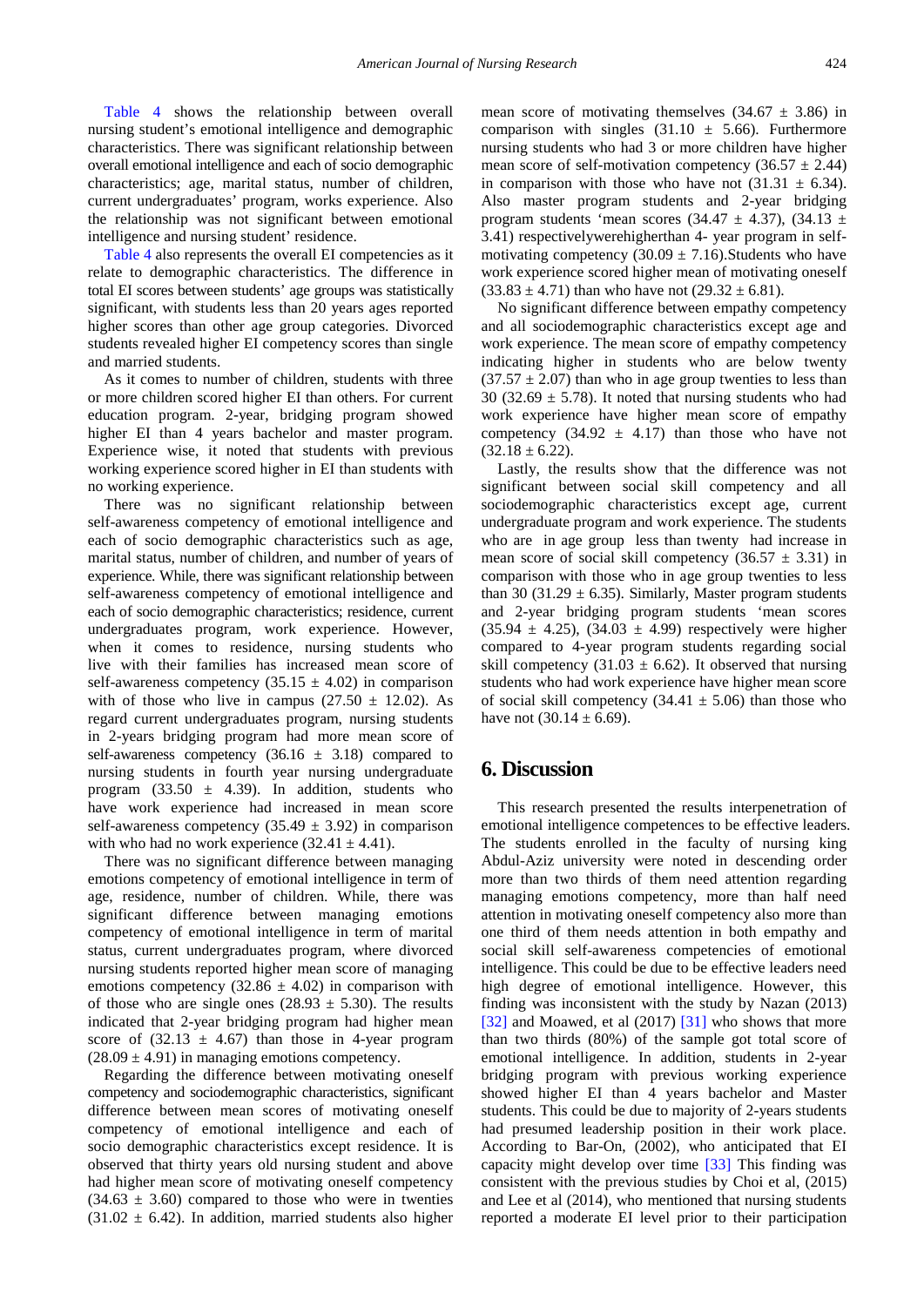Table 4 shows the relationship between overall nursing student's emotional intelligence and demographic characteristics. There was significant relationship between overall emotional intelligence and each of socio demographic characteristics; age, marital status, number of children, current undergraduates' program, works experience. Also the relationship was not significant between emotional intelligence and nursing student' residence.

Table 4 also represents the overall EI competencies as it relate to demographic characteristics. The difference in total EI scores between students' age groups was statistically significant, with students less than 20 years ages reported higher scores than other age group categories. Divorced students revealed higher EI competency scores than single and married students.

As it comes to number of children, students with three or more children scored higher EI than others. For current education program. 2-year, bridging program showed higher EI than 4 years bachelor and master program. Experience wise, it noted that students with previous working experience scored higher in EI than students with no working experience.

There was no significant relationship between self-awareness competency of emotional intelligence and each of socio demographic characteristics such as age, marital status, number of children, and number of years of experience. While, there was significant relationship between self-awareness competency of emotional intelligence and each of socio demographic characteristics; residence, current undergraduates program, work experience. However, when it comes to residence, nursing students who live with their families has increased mean score of self-awareness competency ($35.15 \pm 4.02$) in comparison with of those who live in campus ($27.50 \pm 12.02$). As regard current undergraduates program, nursing students in 2-years bridging program had more mean score of self-awareness competency ($36.16 \pm 3.18$) compared to nursing students in fourth year nursing undergraduate program ($33.50 \pm 4.39$). In addition, students who have work experience had increased in mean score self-awareness competency ($35.49 \pm 3.92$) in comparison with who had no work experience ($32.41 \pm 4.41$).

There was no significant difference between managing emotions competency of emotional intelligence in term of age, residence, number of children. While, there was significant difference between managing emotions competency of emotional intelligence in term of marital status, current undergraduates program, where divorced nursing students reported higher mean score of managing emotions competency ($32.86 \pm 4.02$) in comparison with of those who are single ones ($28.93 \pm 5.30$). The results indicated that 2-year bridging program had higher mean score of ($32.13 \pm 4.67$) than those in 4-year program ($28.09 \pm 4.91$) in managing emotions competency.

Regarding the difference between motivating oneself competency and sociodemographic characteristics, significant difference between mean scores of motivating oneself competency of emotional intelligence and each of socio demographic characteristics except residence. It is observed that thirty years old nursing student and above had higher mean score of motivating oneself competency ($34.63 \pm 3.60$) compared to those who were in twenties ($31.02 \pm 6.42$). In addition, married students also higher mean score of motivating themselves ($34.67 \pm 3.86$) in comparison with singles ($31.10 \pm 5.66$). Furthermore nursing students who had 3 or more children have higher mean score of self-motivation competency ($36.57 \pm 2.44$) in comparison with those who have not ($31.31 \pm 6.34$). Also master program students and 2-year bridging program students 'mean scores ($34.47 \pm 4.37$), ($34.13 \pm 3.41$) respectivelywerehigherthan 4- year program in self-motivating competency ($30.09 \pm 7.16$).Students who have work experience scored higher mean of motivating oneself ($33.83 \pm 4.71$) than who have not ($29.32 \pm 6.81$).

No significant difference between empathy competency and all sociodemographic characteristics except age and work experience. The mean score of empathy competency indicating higher in students who are below twenty ($37.57 \pm 2.07$) than who in age group twenties to less than 30 ($32.69 \pm 5.78$). It noted that nursing students who had work experience have higher mean score of empathy competency ($34.92 \pm 4.17$) than those who have not ($32.18 \pm 6.22$).

Lastly, the results show that the difference was not significant between social skill competency and all sociodemographic characteristics except age, current undergraduate program and work experience. The students who are in age group less than twenty had increase in mean score of social skill competency ($36.57 \pm 3.31$) in comparison with those who in age group twenties to less than 30 ($31.29 \pm 6.35$). Similarly, Master program students and 2-year bridging program students 'mean scores ($35.94 \pm 4.25$), ($34.03 \pm 4.99$) respectively were higher compared to 4-year program students regarding social skill competency ($31.03 \pm 6.62$). It observed that nursing students who had work experience have higher mean score of social skill competency ($34.41 \pm 5.06$) than those who have not ($30.14 \pm 6.69$).

## 6. Discussion

This research presented the results interpenetration of emotional intelligence competences to be effective leaders. The students enrolled in the faculty of nursing king Abdul-Aziz university were noted in descending order more than two thirds of them need attention regarding managing emotions competency, more than half need attention in motivating oneself competency also more than one third of them needs attention in both empathy and social skill self-awareness competencies of emotional intelligence. This could be due to be effective leaders need high degree of emotional intelligence. However, this finding was inconsistent with the study by Nazan (2013) [32] and Moawed, et al (2017) [31] who shows that more than two thirds (80%) of the sample got total score of emotional intelligence. In addition, students in 2-year bridging program with previous working experience showed higher EI than 4 years bachelor and Master students. This could be due to majority of 2-years students had presumed leadership position in their work place. According to Bar-On, (2002), who anticipated that EI capacity might develop over time [33] This finding was consistent with the previous studies by Choi et al, (2015) and Lee et al (2014), who mentioned that nursing students reported a moderate EI level prior to their participation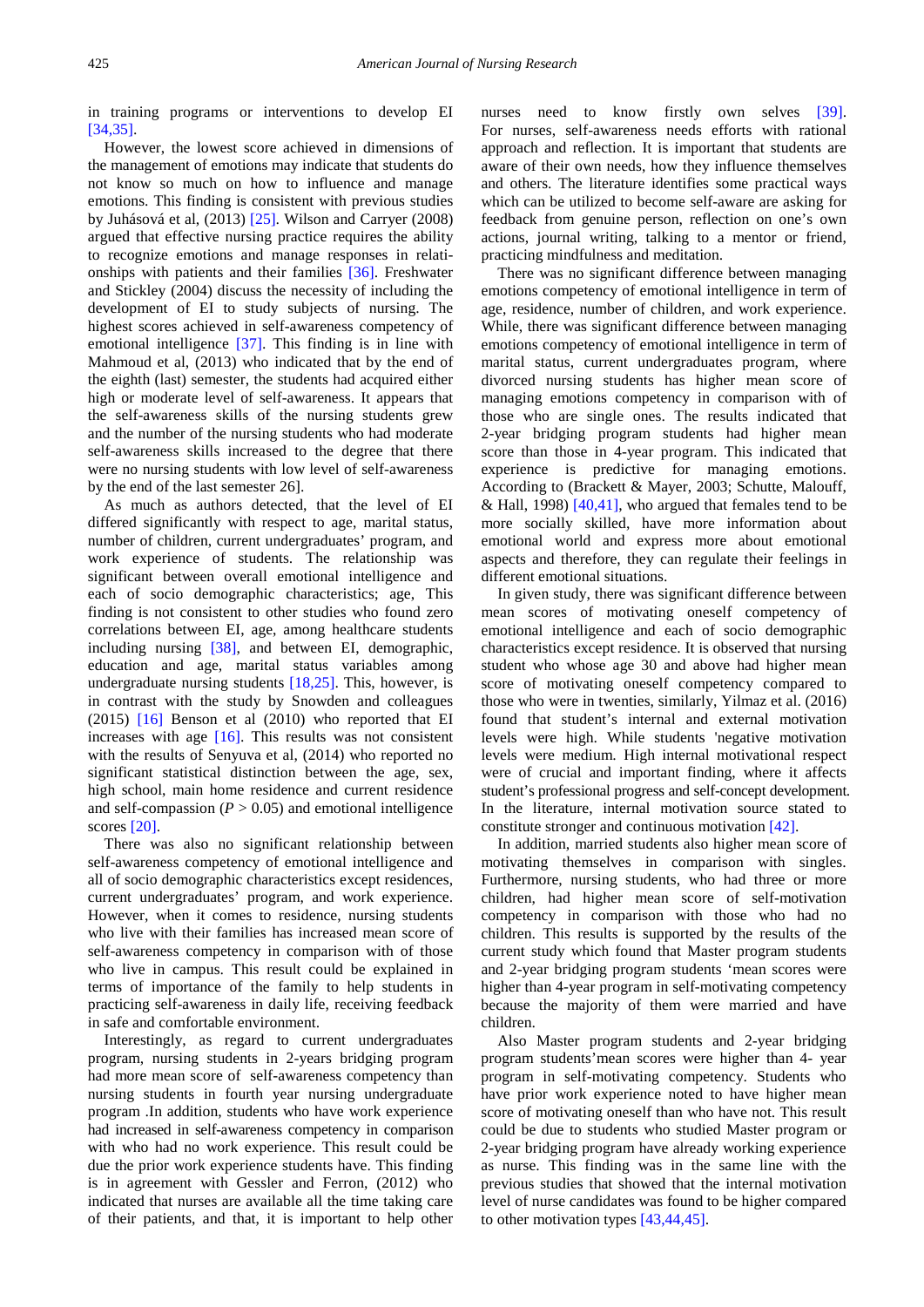in training programs or interventions to develop EI [34,35].

However, the lowest score achieved in dimensions of the management of emotions may indicate that students do not know so much on how to influence and manage emotions. This finding is consistent with previous studies by Juhásová et al, (2013) [25]. Wilson and Carryer (2008) argued that effective nursing practice requires the ability to recognize emotions and manage responses in relationships with patients and their families [36]. Freshwater and Stickley (2004) discuss the necessity of including the development of EI to study subjects of nursing. The highest scores achieved in self-awareness competency of emotional intelligence [37]. This finding is in line with Mahmoud et al, (2013) who indicated that by the end of the eighth (last) semester, the students had acquired either high or moderate level of self-awareness. It appears that the self-awareness skills of the nursing students grew and the number of the nursing students who had moderate self-awareness skills increased to the degree that there were no nursing students with low level of self-awareness by the end of the last semester 26].

As much as authors detected, that the level of EI differed significantly with respect to age, marital status, number of children, current undergraduates' program, and work experience of students. The relationship was significant between overall emotional intelligence and each of socio demographic characteristics; age, This finding is not consistent to other studies who found zero correlations between EI, age, among healthcare students including nursing [38], and between EI, demographic, education and age, marital status variables among undergraduate nursing students [18,25]. This, however, is in contrast with the study by Snowden and colleagues (2015) [16] Benson et al (2010) who reported that EI increases with age [16]. This results was not consistent with the results of Senyuva et al, (2014) who reported no significant statistical distinction between the age, sex, high school, main home residence and current residence and self-compassion ($P > 0.05$) and emotional intelligence scores [20].

There was also no significant relationship between self-awareness competency of emotional intelligence and all of socio demographic characteristics except residences, current undergraduates' program, and work experience. However, when it comes to residence, nursing students who live with their families has increased mean score of self-awareness competency in comparison with of those who live in campus. This result could be explained in terms of importance of the family to help students in practicing self-awareness in daily life, receiving feedback in safe and comfortable environment.

Interestingly, as regard to current undergraduates program, nursing students in 2-years bridging program had more mean score of self-awareness competency than nursing students in fourth year nursing undergraduate program .In addition, students who have work experience had increased in self-awareness competency in comparison with who had no work experience. This result could be due the prior work experience students have. This finding is in agreement with Gessler and Ferron, (2012) who indicated that nurses are available all the time taking care of their patients, and that, it is important to help other nurses need to know firstly own selves [39]. For nurses, self-awareness needs efforts with rational approach and reflection. It is important that students are aware of their own needs, how they influence themselves and others. The literature identifies some practical ways which can be utilized to become self-aware are asking for feedback from genuine person, reflection on one's own actions, journal writing, talking to a mentor or friend, practicing mindfulness and meditation.

There was no significant difference between managing emotions competency of emotional intelligence in term of age, residence, number of children, and work experience. While, there was significant difference between managing emotions competency of emotional intelligence in term of marital status, current undergraduates program, where divorced nursing students has higher mean score of managing emotions competency in comparison with of those who are single ones. The results indicated that 2-year bridging program students had higher mean score than those in 4-year program. This indicated that experience is predictive for managing emotions. According to (Brackett & Mayer, 2003; Schutte, Malouff, & Hall, 1998) [40,41], who argued that females tend to be more socially skilled, have more information about emotional world and express more about emotional aspects and therefore, they can regulate their feelings in different emotional situations.

In given study, there was significant difference between mean scores of motivating oneself competency of emotional intelligence and each of socio demographic characteristics except residence. It is observed that nursing student who whose age 30 and above had higher mean score of motivating oneself competency compared to those who were in twenties, similarly, Yilmaz et al. (2016) found that student's internal and external motivation levels were high. While students 'negative motivation levels were medium. High internal motivational respect were of crucial and important finding, where it affects student's professional progress and self-concept development. In the literature, internal motivation source stated to constitute stronger and continuous motivation [42].

In addition, married students also higher mean score of motivating themselves in comparison with singles. Furthermore, nursing students, who had three or more children, had higher mean score of self-motivation competency in comparison with those who had no children. This results is supported by the results of the current study which found that Master program students and 2-year bridging program students 'mean scores were higher than 4-year program in self-motivating competency because the majority of them were married and have children.

Also Master program students and 2-year bridging program students'mean scores were higher than 4- year program in self-motivating competency. Students who have prior work experience noted to have higher mean score of motivating oneself than who have not. This result could be due to students who studied Master program or 2-year bridging program have already working experience as nurse. This finding was in the same line with the previous studies that showed that the internal motivation level of nurse candidates was found to be higher compared to other motivation types [43,44,45].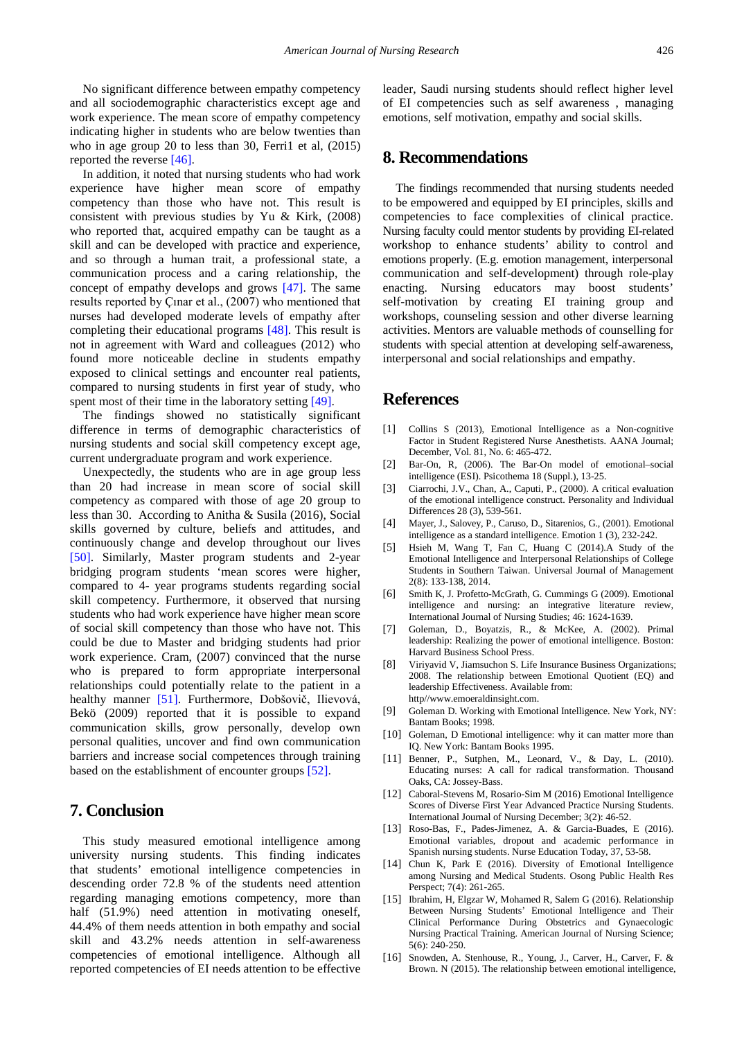No significant difference between empathy competency and all sociodemographic characteristics except age and work experience. The mean score of empathy competency indicating higher in students who are below twenties than who in age group 20 to less than 30, Ferri1 et al, (2015) reported the reverse [46].

In addition, it noted that nursing students who had work experience have higher mean score of empathy competency than those who have not. This result is consistent with previous studies by Yu & Kirk, (2008) who reported that, acquired empathy can be taught as a skill and can be developed with practice and experience, and so through a human trait, a professional state, a communication process and a caring relationship, the concept of empathy develops and grows [47]. The same results reported by Çınar et al., (2007) who mentioned that nurses had developed moderate levels of empathy after completing their educational programs [48]. This result is not in agreement with Ward and colleagues (2012) who found more noticeable decline in students empathy exposed to clinical settings and encounter real patients, compared to nursing students in first year of study, who spent most of their time in the laboratory setting [49].

The findings showed no statistically significant difference in terms of demographic characteristics of nursing students and social skill competency except age, current undergraduate program and work experience.

Unexpectedly, the students who are in age group less than 20 had increase in mean score of social skill competency as compared with those of age 20 group to less than 30. According to Anitha & Susila (2016), Social skills governed by culture, beliefs and attitudes, and continuously change and develop throughout our lives [50]. Similarly, Master program students and 2-year bridging program students 'mean scores were higher, compared to 4- year programs students regarding social skill competency. Furthermore, it observed that nursing students who had work experience have higher mean score of social skill competency than those who have not. This could be due to Master and bridging students had prior work experience. Cram, (2007) convinced that the nurse who is prepared to form appropriate interpersonal relationships could potentially relate to the patient in a healthy manner [51]. Furthermore, Dobšovič, Ilievová, Bekö (2009) reported that it is possible to expand communication skills, grow personally, develop own personal qualities, uncover and find own communication barriers and increase social competences through training based on the establishment of encounter groups [52].

## 7. Conclusion

This study measured emotional intelligence among university nursing students. This finding indicates that students' emotional intelligence competencies in descending order 72.8 % of the students need attention regarding managing emotions competency, more than half (51.9%) need attention in motivating oneself, 44.4% of them needs attention in both empathy and social skill and 43.2% needs attention in self-awareness competencies of emotional intelligence. Although all reported competencies of EI needs attention to be effective leader, Saudi nursing students should reflect higher level of EI competencies such as self awareness , managing emotions, self motivation, empathy and social skills.

## 8. Recommendations

The findings recommended that nursing students needed to be empowered and equipped by EI principles, skills and competencies to face complexities of clinical practice. Nursing faculty could mentor students by providing EI-related workshop to enhance students' ability to control and emotions properly. (E.g. emotion management, interpersonal communication and self-development) through role-play enacting. Nursing educators may boost students' self-motivation by creating EI training group and workshops, counseling session and other diverse learning activities. Mentors are valuable methods of counselling for students with special attention at developing self-awareness, interpersonal and social relationships and empathy.

## References

[1] Collins S (2013), Emotional Intelligence as a Non-cognitive Factor in Student Registered Nurse Anesthetists. AANA Journal; December, Vol. 81, No. 6: 465-472.

[2] Bar-On, R, (2006). The Bar-On model of emotional–social intelligence (ESI). Psicothema 18 (Suppl.), 13-25.

[3] Ciarrochi, J.V., Chan, A., Caputi, P., (2000). A critical evaluation of the emotional intelligence construct. Personality and Individual Differences 28 (3), 539-561.

[4] Mayer, J., Salovey, P., Caruso, D., Sitarenios, G., (2001). Emotional intelligence as a standard intelligence. Emotion 1 (3), 232-242.

[5] Hsieh M, Wang T, Fan C, Huang C (2014).A Study of the Emotional Intelligence and Interpersonal Relationships of College Students in Southern Taiwan. Universal Journal of Management 2(8): 133-138, 2014.

[6] Smith K, J. Profetto-McGrath, G. Cummings G (2009). Emotional intelligence and nursing: an integrative literature review, International Journal of Nursing Studies; 46: 1624-1639.

[7] Goleman, D., Boyatzis, R., & McKee, A. (2002). Primal leadership: Realizing the power of emotional intelligence. Boston: Harvard Business School Press.

[8] Viriyavid V, Jiamsuchon S. Life Insurance Business Organizations; 2008. The relationship between Emotional Quotient (EQ) and leadership Effectiveness. Available from: http//www.emoeraldinsight.com.

[9] Goleman D. Working with Emotional Intelligence. New York, NY: Bantam Books; 1998.

[10] Goleman, D Emotional intelligence: why it can matter more than IQ. New York: Bantam Books 1995.

[11] Benner, P., Sutphen, M., Leonard, V., & Day, L. (2010). Educating nurses: A call for radical transformation. Thousand Oaks, CA: Jossey-Bass.

[12] Caboral-Stevens M, Rosario-Sim M (2016) Emotional Intelligence Scores of Diverse First Year Advanced Practice Nursing Students. International Journal of Nursing December; 3(2): 46-52.

[13] Roso-Bas, F., Pades-Jimenez, A. & Garcia-Buades, E (2016). Emotional variables, dropout and academic performance in Spanish nursing students. Nurse Education Today, 37, 53-58.

[14] Chun K, Park E (2016). Diversity of Emotional Intelligence among Nursing and Medical Students. Osong Public Health Res Perspect; 7(4): 261-265.

[15] Ibrahim, H, Elgzar W, Mohamed R, Salem G (2016). Relationship Between Nursing Students' Emotional Intelligence and Their Clinical Performance During Obstetrics and Gynaecologic Nursing Practical Training. American Journal of Nursing Science; 5(6): 240-250.

[16] Snowden, A. Stenhouse, R., Young, J., Carver, H., Carver, F. & Brown. N (2015). The relationship between emotional intelligence,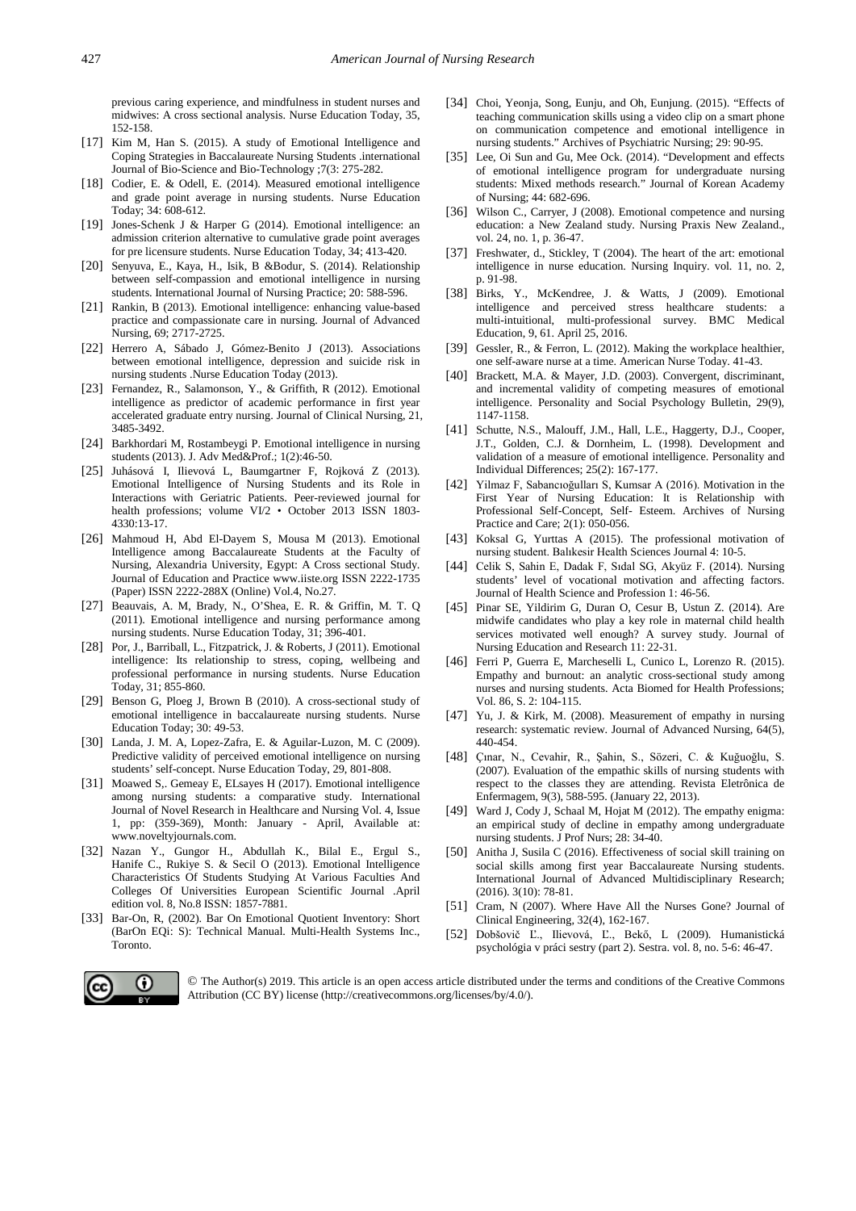previous caring experience, and mindfulness in student nurses and midwives: A cross sectional analysis. Nurse Education Today, 35, 152-158.

[17] Kim M, Han S. (2015). A study of Emotional Intelligence and Coping Strategies in Baccalaureate Nursing Students .international Journal of Bio-Science and Bio-Technology ;7(3: 275-282.

[18] Codier, E. & Odell, E. (2014). Measured emotional intelligence and grade point average in nursing students. Nurse Education Today; 34: 608-612.

[19] Jones-Schenk J & Harper G (2014). Emotional intelligence: an admission criterion alternative to cumulative grade point averages for pre licensure students. Nurse Education Today, 34; 413-420.

[20] Senyuva, E., Kaya, H., Isik, B &Bodur, S. (2014). Relationship between self-compassion and emotional intelligence in nursing students. International Journal of Nursing Practice; 20: 588-596.

[21] Rankin, B (2013). Emotional intelligence: enhancing value-based practice and compassionate care in nursing. Journal of Advanced Nursing, 69; 2717-2725.

[22] Herrero A, Sábado J, Gómez-Benito J (2013). Associations between emotional intelligence, depression and suicide risk in nursing students .Nurse Education Today (2013).

[23] Fernandez, R., Salamonson, Y., & Griffith, R (2012). Emotional intelligence as predictor of academic performance in first year accelerated graduate entry nursing. Journal of Clinical Nursing, 21, 3485-3492.

[24] Barkhordari M, Rostambeygi P. Emotional intelligence in nursing students (2013). J. Adv Med&Prof.; 1(2):46-50.

[25] Juhásová I, Ilievová L, Baumgartner F, Rojková Z (2013). Emotional Intelligence of Nursing Students and its Role in Interactions with Geriatric Patients. Peer-reviewed journal for health professions; volume VI/2 • October 2013 ISSN 1803-4330:13-17.

[26] Mahmoud H, Abd El-Dayem S, Mousa M (2013). Emotional Intelligence among Baccalaureate Students at the Faculty of Nursing, Alexandria University, Egypt: A Cross sectional Study. Journal of Education and Practice www.iiste.org ISSN 2222-1735 (Paper) ISSN 2222-288X (Online) Vol.4, No.27.

[27] Beauvais, A. M, Brady, N., O'Shea, E. R. & Griffin, M. T. Q (2011). Emotional intelligence and nursing performance among nursing students. Nurse Education Today, 31; 396-401.

[28] Por, J., Barriball, L., Fitzpatrick, J. & Roberts, J (2011). Emotional intelligence: Its relationship to stress, coping, wellbeing and professional performance in nursing students. Nurse Education Today, 31; 855-860.

[29] Benson G, Ploeg J, Brown B (2010). A cross-sectional study of emotional intelligence in baccalaureate nursing students. Nurse Education Today; 30: 49-53.

[30] Landa, J. M. A, Lopez-Zafra, E. & Aguilar-Luzon, M. C (2009). Predictive validity of perceived emotional intelligence on nursing students' self-concept. Nurse Education Today, 29, 801-808.

[31] Moawed S,. Gemeay E, ELsayes H (2017). Emotional intelligence among nursing students: a comparative study. International Journal of Novel Research in Healthcare and Nursing Vol. 4, Issue 1, pp: (359-369), Month: January - April, Available at: www.noveltyjournals.com.

[32] Nazan Y., Gungor H., Abdullah K., Bilal E., Ergul S., Hanife C., Rukiye S. & Secil O (2013). Emotional Intelligence Characteristics Of Students Studying At Various Faculties And Colleges Of Universities European Scientific Journal .April edition vol. 8, No.8 ISSN: 1857-7881.

[33] Bar-On, R, (2002). Bar On Emotional Quotient Inventory: Short (BarOn EQi: S): Technical Manual. Multi-Health Systems Inc., Toronto.

[34] Choi, Yeonja, Song, Eunju, and Oh, Eunjung. (2015). "Effects of teaching communication skills using a video clip on a smart phone on communication competence and emotional intelligence in nursing students." Archives of Psychiatric Nursing; 29: 90-95.

[35] Lee, Oi Sun and Gu, Mee Ock. (2014). "Development and effects of emotional intelligence program for undergraduate nursing students: Mixed methods research." Journal of Korean Academy of Nursing; 44: 682-696.

[36] Wilson C., Carryer, J (2008). Emotional competence and nursing education: a New Zealand study. Nursing Praxis New Zealand., vol. 24, no. 1, p. 36-47.

[37] Freshwater, d., Stickley, T (2004). The heart of the art: emotional intelligence in nurse education. Nursing Inquiry. vol. 11, no. 2, p. 91-98.

[38] Birks, Y., McKendree, J. & Watts, J (2009). Emotional intelligence and perceived stress healthcare students: a multi-intuitional, multi-professional survey. BMC Medical Education, 9, 61. April 25, 2016.

[39] Gessler, R., & Ferron, L. (2012). Making the workplace healthier, one self-aware nurse at a time. American Nurse Today. 41-43.

[40] Brackett, M.A. & Mayer, J.D. (2003). Convergent, discriminant, and incremental validity of competing measures of emotional intelligence. Personality and Social Psychology Bulletin, 29(9), 1147-1158.

[41] Schutte, N.S., Malouff, J.M., Hall, L.E., Haggerty, D.J., Cooper, J.T., Golden, C.J. & Dornheim, L. (1998). Development and validation of a measure of emotional intelligence. Personality and Individual Differences; 25(2): 167-177.

[42] Yilmaz F, Sabancıoğulları S, Kumsar A (2016). Motivation in the First Year of Nursing Education: It is Relationship with Professional Self-Concept, Self- Esteem. Archives of Nursing Practice and Care; 2(1): 050-056.

[43] Koksal G, Yurttas A (2015). The professional motivation of nursing student. Balıkesir Health Sciences Journal 4: 10-5.

[44] Celik S, Sahin E, Dadak F, Sıdal SG, Akyüz F. (2014). Nursing students' level of vocational motivation and affecting factors. Journal of Health Science and Profession 1: 46-56.

[45] Pinar SE, Yildirim G, Duran O, Cesur B, Ustun Z. (2014). Are midwife candidates who play a key role in maternal child health services motivated well enough? A survey study. Journal of Nursing Education and Research 11: 22-31.

[46] Ferri P, Guerra E, Marcheselli L, Cunico L, Lorenzo R. (2015). Empathy and burnout: an analytic cross-sectional study among nurses and nursing students. Acta Biomed for Health Professions; Vol. 86, S. 2: 104-115.

[47] Yu, J. & Kirk, M. (2008). Measurement of empathy in nursing research: systematic review. Journal of Advanced Nursing, 64(5), 440-454.

[48] Çınar, N., Cevahir, R., Şahin, S., Sözeri, C. & Kuğuoğlu, S. (2007). Evaluation of the empathic skills of nursing students with respect to the classes they are attending. Revista Eletrônica de Enfermagem, 9(3), 588-595. (January 22, 2013).

[49] Ward J, Cody J, Schaal M, Hojat M (2012). The empathy enigma: an empirical study of decline in empathy among undergraduate nursing students. J Prof Nurs; 28: 34-40.

[50] Anitha J, Susila C (2016). Effectiveness of social skill training on social skills among first year Baccalaureate Nursing students. International Journal of Advanced Multidisciplinary Research; (2016). 3(10): 78-81.

[51] Cram, N (2007). Where Have All the Nurses Gone? Journal of Clinical Engineering, 32(4), 162-167.

[52] Dobšovič Ľ., Ilievová, Ľ., Bekő, L (2009). Humanistická psychológia v práci sestry (part 2). Sestra. vol. 8, no. 5-6: 46-47.

© The Author(s) 2019. This article is an open access article distributed under the terms and conditions of the Creative Commons Attribution (CC BY) license (http://creativecommons.org/licenses/by/4.0/).